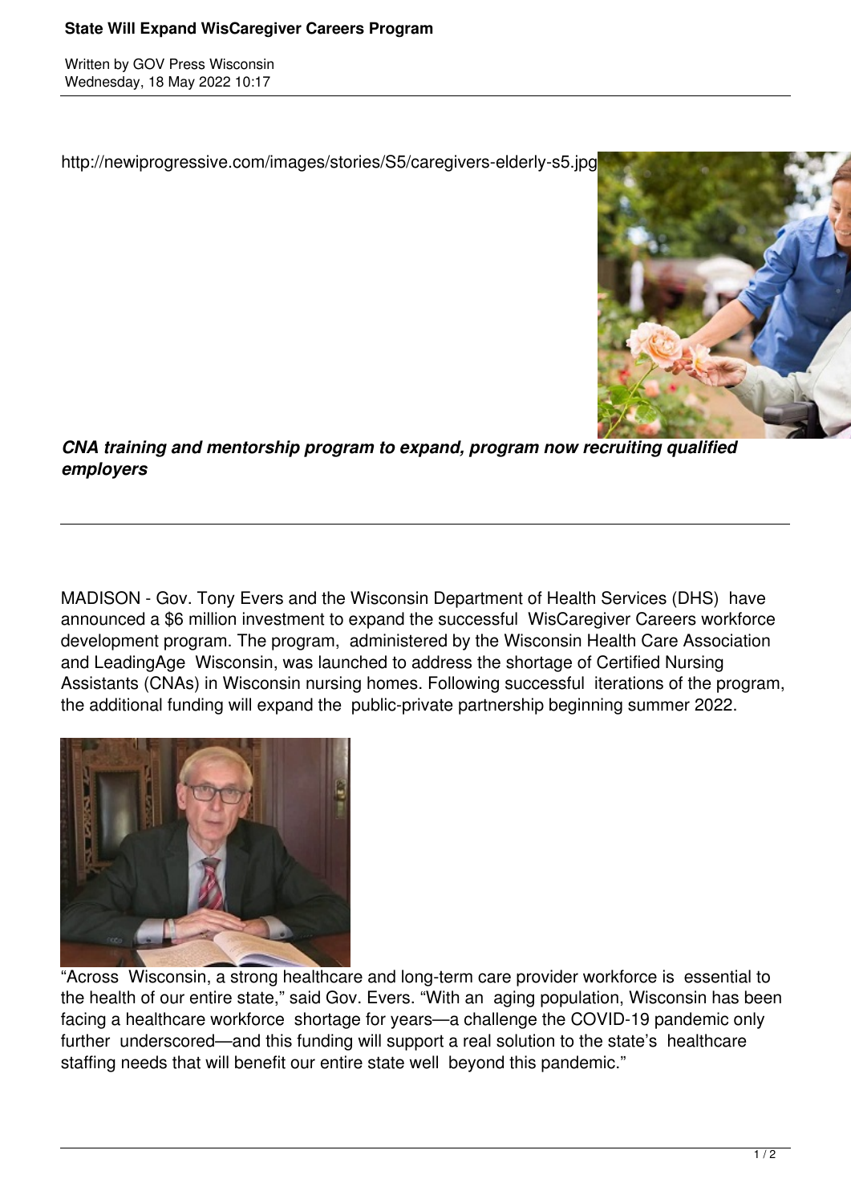# State Will Expand WisCaregiver Careers Program

Written by GOV Press Wisconsin
Wednesday, 18 May 2022 10:17

http://newiprogressive.com/images/stories/S5/caregivers-elderly-s5.jpg

***CNA training and mentorship program to expand, program now recruiting qualified employers***

MADISON - Gov. Tony Evers and the Wisconsin Department of Health Services (DHS) have announced a $6 million investment to expand the successful WisCaregiver Careers workforce development program. The program, administered by the Wisconsin Health Care Association and LeadingAge Wisconsin, was launched to address the shortage of Certified Nursing Assistants (CNAs) in Wisconsin nursing homes. Following successful iterations of the program, the additional funding will expand the public-private partnership beginning summer 2022.

"Across Wisconsin, a strong healthcare and long-term care provider workforce is essential to the health of our entire state," said Gov. Evers. "With an aging population, Wisconsin has been facing a healthcare workforce shortage for years—a challenge the COVID-19 pandemic only further underscored—and this funding will support a real solution to the state's healthcare staffing needs that will benefit our entire state well beyond this pandemic."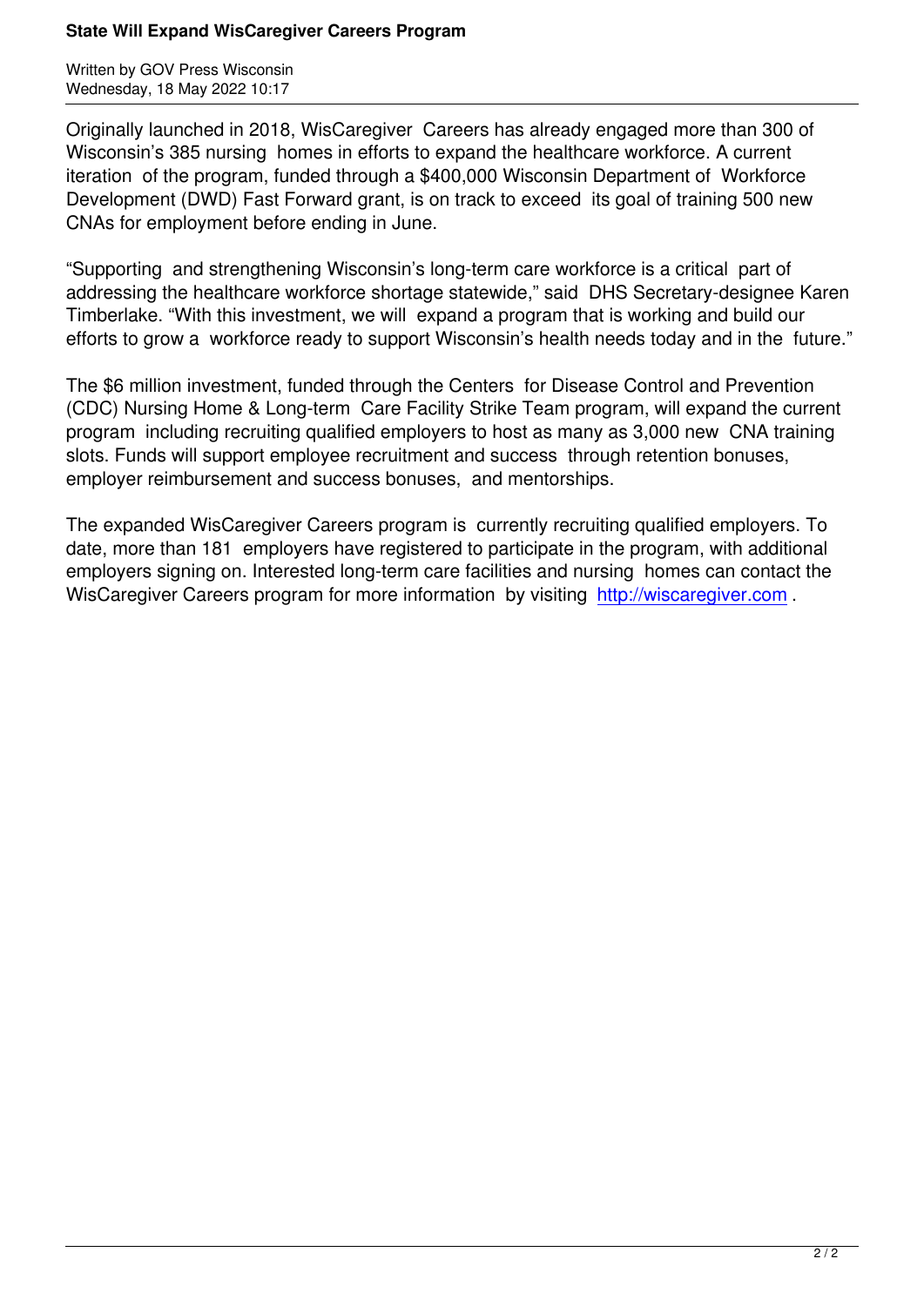Originally launched in 2018, WisCaregiver Careers has already engaged more than 300 of Wisconsin's 385 nursing homes in efforts to expand the healthcare workforce. A current iteration of the program, funded through a $400,000 Wisconsin Department of Workforce Development (DWD) Fast Forward grant, is on track to exceed its goal of training 500 new CNAs for employment before ending in June.

"Supporting and strengthening Wisconsin's long-term care workforce is a critical part of addressing the healthcare workforce shortage statewide," said DHS Secretary-designee Karen Timberlake. "With this investment, we will expand a program that is working and build our efforts to grow a workforce ready to support Wisconsin's health needs today and in the future."

The $6 million investment, funded through the Centers for Disease Control and Prevention (CDC) Nursing Home & Long-term Care Facility Strike Team program, will expand the current program including recruiting qualified employers to host as many as 3,000 new CNA training slots. Funds will support employee recruitment and success through retention bonuses, employer reimbursement and success bonuses, and mentorships.

The expanded WisCaregiver Careers program is currently recruiting qualified employers. To date, more than 181 employers have registered to participate in the program, with additional employers signing on. Interested long-term care facilities and nursing homes can contact the WisCaregiver Careers program for more information by visiting [http://wiscaregiver.com](http://wiscaregiver.com) .